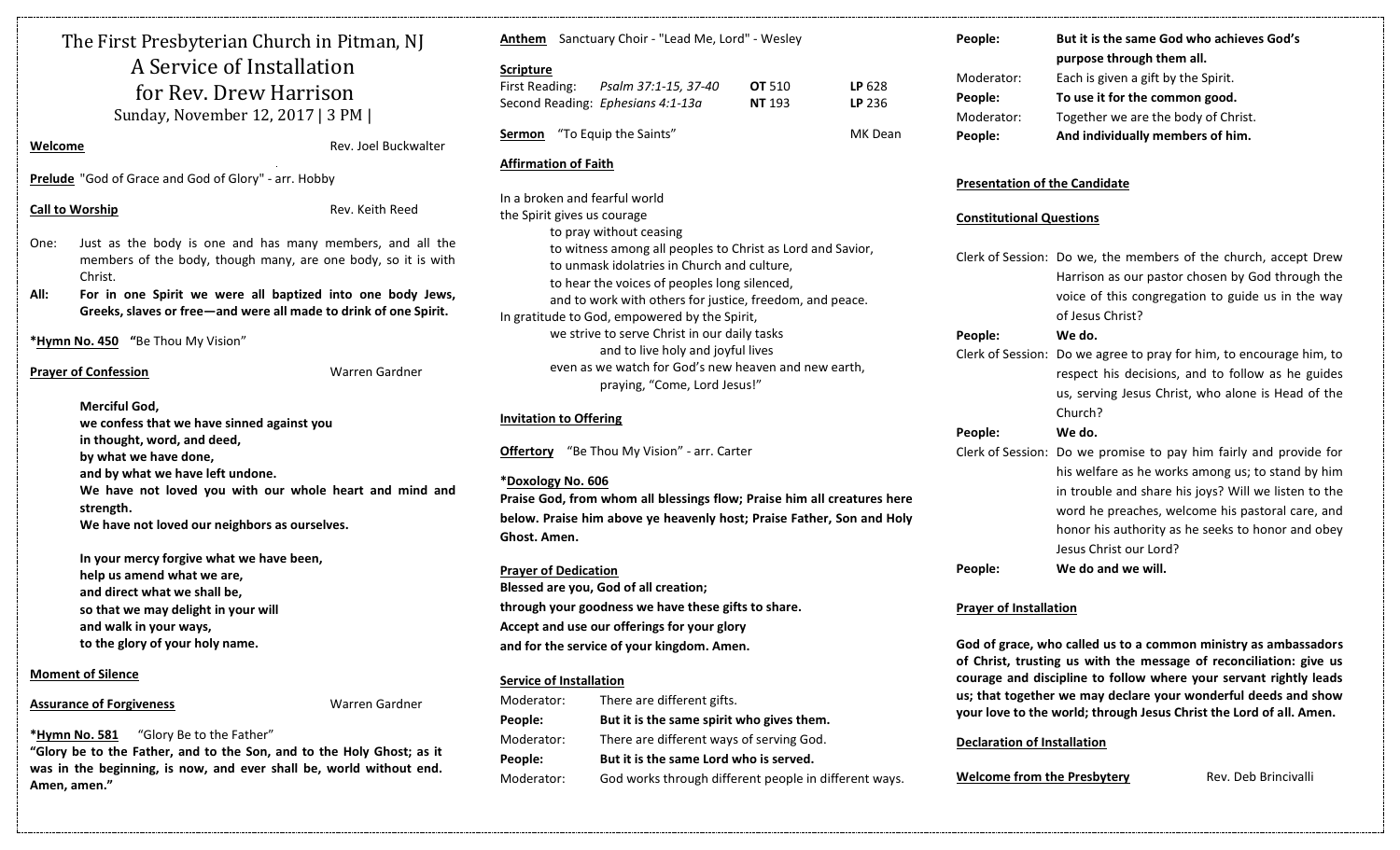# The First Presbyterian Church in Pitman, NJ
# A Service of Installation
# for Rev. Drew Harrison
Sunday, November 12, 2017 | 3 PM |

**Welcome** Rev. Joel Buckwalter

**Prelude** "God of Grace and God of Glory" - arr. Hobby

**Call to Worship** Rev. Keith Reed

One: Just as the body is one and has many members, and all the members of the body, though many, are one body, so it is with Christ.

**All: For in one Spirit we were all baptized into one body Jews, Greeks, slaves or free—and were all made to drink of one Spirit.**

***Hymn No. 450** "Be Thou My Vision"

**Prayer of Confession** Warren Gardner

**Merciful God,**
**we confess that we have sinned against you**
**in thought, word, and deed,**
**by what we have done,**
**and by what we have left undone.**
**We have not loved you with our whole heart and mind and strength.**
**We have not loved our neighbors as ourselves.**

**In your mercy forgive what we have been,**
**help us amend what we are,**
**and direct what we shall be,**
**so that we may delight in your will**
**and walk in your ways,**
**to the glory of your holy name.**

**Moment of Silence**

**Assurance of Forgiveness** Warren Gardner

***Hymn No. 581** "Glory Be to the Father"

**"Glory be to the Father, and to the Son, and to the Holy Ghost; as it was in the beginning, is now, and ever shall be, world without end. Amen, amen."**

**Anthem** Sanctuary Choir - "Lead Me, Lord" - Wesley

**Scripture**

| | | | |
|---|---|---|---|
| First Reading: | *Psalm 37:1-15, 37-40* | **OT** 510 | **LP** 628 |
| Second Reading: | *Ephesians 4:1-13a* | **NT** 193 | **LP** 236 |

**Sermon** "To Equip the Saints" MK Dean

**Affirmation of Faith**

In a broken and fearful world
the Spirit gives us courage
to pray without ceasing
to witness among all peoples to Christ as Lord and Savior,
to unmask idolatries in Church and culture,
to hear the voices of peoples long silenced,
and to work with others for justice, freedom, and peace.
In gratitude to God, empowered by the Spirit,
we strive to serve Christ in our daily tasks
and to live holy and joyful lives
even as we watch for God's new heaven and new earth,
praying, "Come, Lord Jesus!"

**Invitation to Offering**

**Offertory** "Be Thou My Vision" - arr. Carter

***Doxology No. 606**

**Praise God, from whom all blessings flow; Praise him all creatures here below. Praise him above ye heavenly host; Praise Father, Son and Holy Ghost. Amen.**

**Prayer of Dedication**

**Blessed are you, God of all creation;**
**through your goodness we have these gifts to share.**
**Accept and use our offerings for your glory**
**and for the service of your kingdom. Amen.**

**Service of Installation**

Moderator: There are different gifts.
**People: But it is the same spirit who gives them.**
Moderator: There are different ways of serving God.
**People: But it is the same Lord who is served.**
Moderator: God works through different people in different ways.
**People: But it is the same God who achieves God's purpose through them all.**
Moderator: Each is given a gift by the Spirit.
**People: To use it for the common good.**
Moderator: Together we are the body of Christ.
**People: And individually members of him.**

**Presentation of the Candidate**

**Constitutional Questions**

Clerk of Session: Do we, the members of the church, accept Drew Harrison as our pastor chosen by God through the voice of this congregation to guide us in the way of Jesus Christ?
**People: We do.**
Clerk of Session: Do we agree to pray for him, to encourage him, to respect his decisions, and to follow as he guides us, serving Jesus Christ, who alone is Head of the Church?
**People: We do.**
Clerk of Session: Do we promise to pay him fairly and provide for his welfare as he works among us; to stand by him in trouble and share his joys? Will we listen to the word he preaches, welcome his pastoral care, and honor his authority as he seeks to honor and obey Jesus Christ our Lord?
**People: We do and we will.**

**Prayer of Installation**

**God of grace, who called us to a common ministry as ambassadors of Christ, trusting us with the message of reconciliation: give us courage and discipline to follow where your servant rightly leads us; that together we may declare your wonderful deeds and show your love to the world; through Jesus Christ the Lord of all. Amen.**

**Declaration of Installation**

**Welcome from the Presbytery** Rev. Deb Brincivalli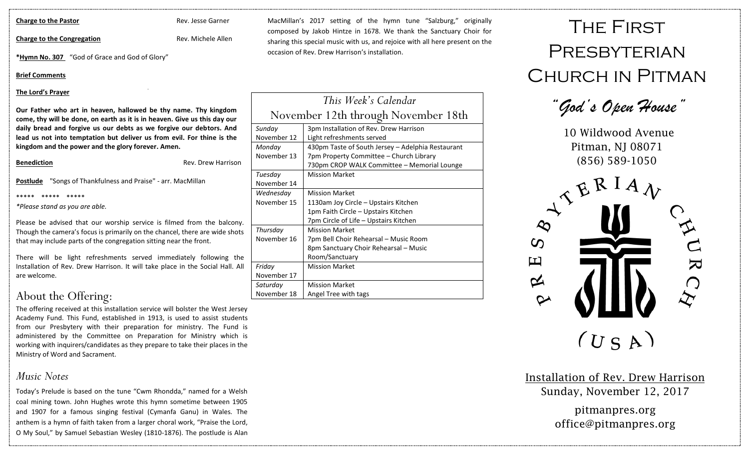**Charge to the Pastor** Rev. Jesse Garner

**Charge to the Congregation** Rev. Michele Allen

***Hymn No. 307** "God of Grace and God of Glory"

**Brief Comments**

**The Lord's Prayer**

**Our Father who art in heaven, hallowed be thy name. Thy kingdom come, thy will be done, on earth as it is in heaven. Give us this day our daily bread and forgive us our debts as we forgive our debtors. And lead us not into temptation but deliver us from evil. For thine is the kingdom and the power and the glory forever. Amen.**

**Benediction** Rev. Drew Harrison

**Postlude** "Songs of Thankfulness and Praise" - arr. MacMillan

***** ***** *****

*\*Please stand as you are able.*

Please be advised that our worship service is filmed from the balcony. Though the camera's focus is primarily on the chancel, there are wide shots that may include parts of the congregation sitting near the front.

There will be light refreshments served immediately following the Installation of Rev. Drew Harrison. It will take place in the Social Hall. All are welcome.

## About the Offering:

The offering received at this installation service will bolster the West Jersey Academy Fund. This Fund, established in 1913, is used to assist students from our Presbytery with their preparation for ministry. The Fund is administered by the Committee on Preparation for Ministry which is working with inquirers/candidates as they prepare to take their places in the Ministry of Word and Sacrament.

## *Music Notes*

Today's Prelude is based on the tune "Cwm Rhondda," named for a Welsh coal mining town. John Hughes wrote this hymn sometime between 1905 and 1907 for a famous singing festival (Cymanfa Ganu) in Wales. The anthem is a hymn of faith taken from a larger choral work, "Praise the Lord, O My Soul," by Samuel Sebastian Wesley (1810-1876). The postlude is Alan MacMillan's 2017 setting of the hymn tune "Salzburg," originally composed by Jakob Hintze in 1678. We thank the Sanctuary Choir for sharing this special music with us, and rejoice with all here present on the occasion of Rev. Drew Harrison's installation.

## *This Week's Calendar*
## November 12th through November 18th

| | |
|---|---|
| *Sunday* November 12 | 3pm Installation of Rev. Drew Harrison<br>Light refreshments served |
| *Monday* November 13 | 430pm Taste of South Jersey – Adelphia Restaurant<br>7pm Property Committee – Church Library<br>730pm CROP WALK Committee – Memorial Lounge |
| *Tuesday* November 14 | Mission Market |
| *Wednesday* November 15 | Mission Market<br>1130am Joy Circle – Upstairs Kitchen<br>1pm Faith Circle – Upstairs Kitchen<br>7pm Circle of Life – Upstairs Kitchen |
| *Thursday* November 16 | Mission Market<br>7pm Bell Choir Rehearsal – Music Room<br>8pm Sanctuary Choir Rehearsal – Music Room/Sanctuary |
| *Friday* November 17 | Mission Market |
| *Saturday* November 18 | Mission Market<br>Angel Tree with tags |

# The First Presbyterian Church in Pitman

*"God's Open House"*

10 Wildwood Avenue
Pitman, NJ 08071
(856) 589-1050

PRESBYTERIAN CHURCH (USA)

Installation of Rev. Drew Harrison
Sunday, November 12, 2017

pitmanpres.org
office@pitmanpres.org